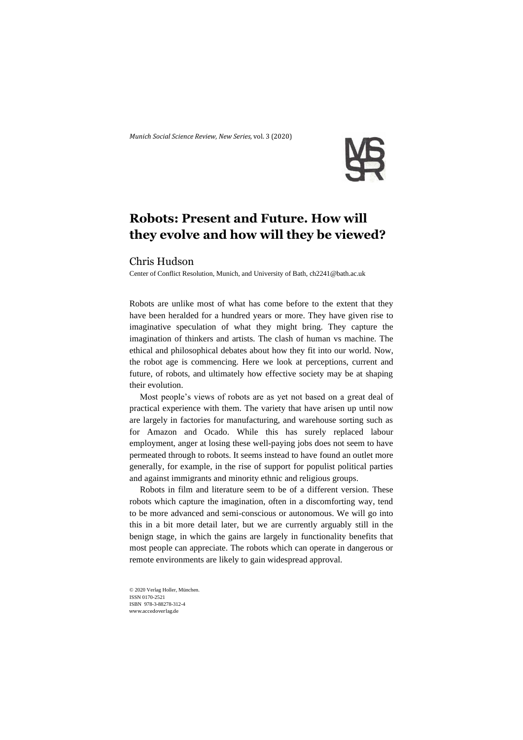# Robots: Present and Future. How will they evolve and how will they be viewed?

Chris Hudson

Center of Conflict Resolution, Munich, and University of Bath, ch2241@bath.ac.uk

Robots are unlike most of what has come before to the extent that they have been heralded for a hundred years or more. They have given rise to imaginative speculation of what they might bring. They capture the imagination of thinkers and artists. The clash of human vs machine. The ethical and philosophical debates about how they fit into our world. Now, the robot age is commencing. Here we look at perceptions, current and future, of robots, and ultimately how effective society may be at shaping their evolution.

Most people's views of robots are as yet not based on a great deal of practical experience with them. The variety that have arisen up until now are largely in factories for manufacturing, and warehouse sorting such as for Amazon and Ocado. While this has surely replaced labour employment, anger at losing these well-paying jobs does not seem to have permeated through to robots. It seems instead to have found an outlet more generally, for example, in the rise of support for populist political parties and against immigrants and minority ethnic and religious groups.

Robots in film and literature seem to be of a different version. These robots which capture the imagination, often in a discomforting way, tend to be more advanced and semi-conscious or autonomous. We will go into this in a bit more detail later, but we are currently arguably still in the benign stage, in which the gains are largely in functionality benefits that most people can appreciate. The robots which can operate in dangerous or remote environments are likely to gain widespread approval.

© 2020 Verlag Holler, München.
ISSN 0170-2521
ISBN 978-3-88278-312-4
www.accedoverlag.de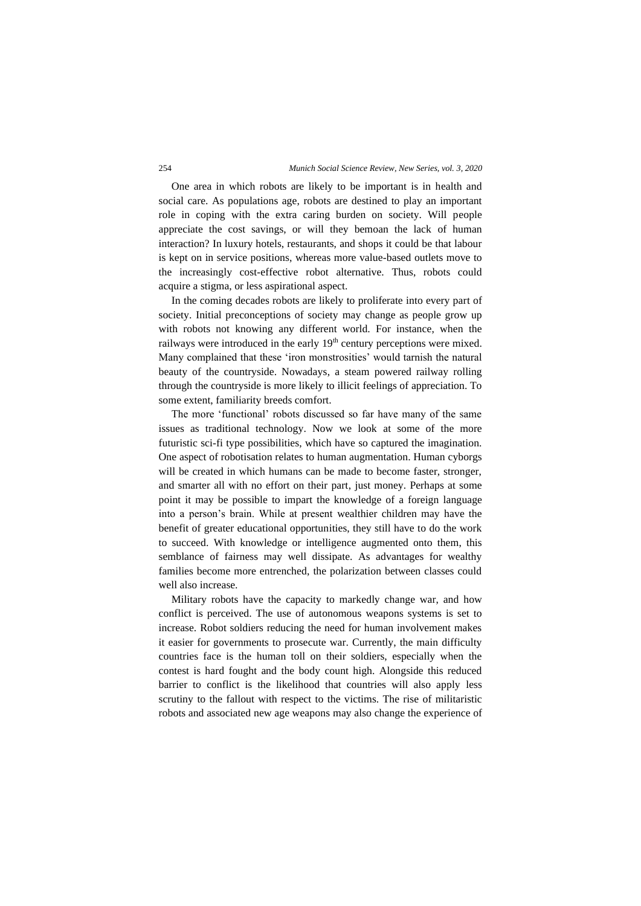One area in which robots are likely to be important is in health and social care. As populations age, robots are destined to play an important role in coping with the extra caring burden on society. Will people appreciate the cost savings, or will they bemoan the lack of human interaction? In luxury hotels, restaurants, and shops it could be that labour is kept on in service positions, whereas more value-based outlets move to the increasingly cost-effective robot alternative. Thus, robots could acquire a stigma, or less aspirational aspect.

In the coming decades robots are likely to proliferate into every part of society. Initial preconceptions of society may change as people grow up with robots not knowing any different world. For instance, when the railways were introduced in the early 19th century perceptions were mixed. Many complained that these 'iron monstrosities' would tarnish the natural beauty of the countryside. Nowadays, a steam powered railway rolling through the countryside is more likely to illicit feelings of appreciation. To some extent, familiarity breeds comfort.

The more 'functional' robots discussed so far have many of the same issues as traditional technology. Now we look at some of the more futuristic sci-fi type possibilities, which have so captured the imagination. One aspect of robotisation relates to human augmentation. Human cyborgs will be created in which humans can be made to become faster, stronger, and smarter all with no effort on their part, just money. Perhaps at some point it may be possible to impart the knowledge of a foreign language into a person's brain. While at present wealthier children may have the benefit of greater educational opportunities, they still have to do the work to succeed. With knowledge or intelligence augmented onto them, this semblance of fairness may well dissipate. As advantages for wealthy families become more entrenched, the polarization between classes could well also increase.

Military robots have the capacity to markedly change war, and how conflict is perceived. The use of autonomous weapons systems is set to increase. Robot soldiers reducing the need for human involvement makes it easier for governments to prosecute war. Currently, the main difficulty countries face is the human toll on their soldiers, especially when the contest is hard fought and the body count high. Alongside this reduced barrier to conflict is the likelihood that countries will also apply less scrutiny to the fallout with respect to the victims. The rise of militaristic robots and associated new age weapons may also change the experience of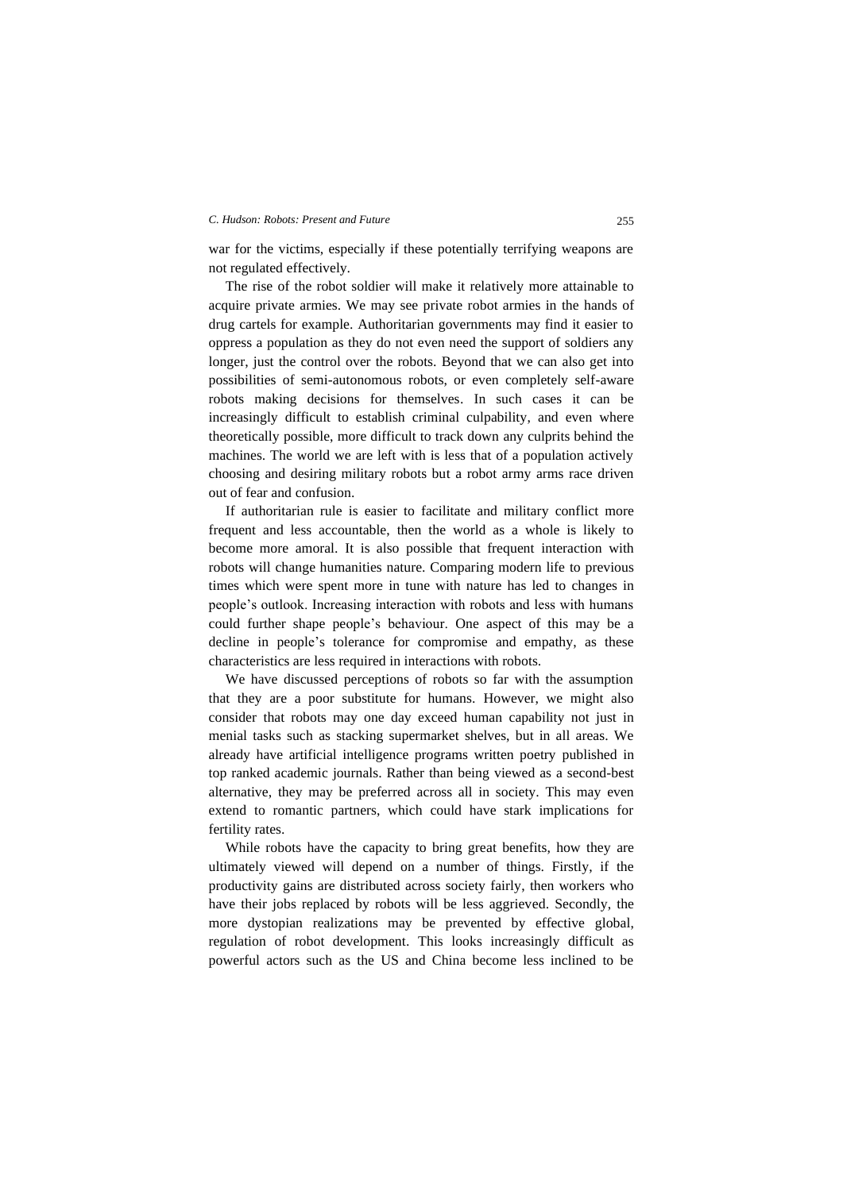war for the victims, especially if these potentially terrifying weapons are not regulated effectively.

The rise of the robot soldier will make it relatively more attainable to acquire private armies. We may see private robot armies in the hands of drug cartels for example. Authoritarian governments may find it easier to oppress a population as they do not even need the support of soldiers any longer, just the control over the robots. Beyond that we can also get into possibilities of semi-autonomous robots, or even completely self-aware robots making decisions for themselves. In such cases it can be increasingly difficult to establish criminal culpability, and even where theoretically possible, more difficult to track down any culprits behind the machines. The world we are left with is less that of a population actively choosing and desiring military robots but a robot army arms race driven out of fear and confusion.

If authoritarian rule is easier to facilitate and military conflict more frequent and less accountable, then the world as a whole is likely to become more amoral. It is also possible that frequent interaction with robots will change humanities nature. Comparing modern life to previous times which were spent more in tune with nature has led to changes in people's outlook. Increasing interaction with robots and less with humans could further shape people's behaviour. One aspect of this may be a decline in people's tolerance for compromise and empathy, as these characteristics are less required in interactions with robots.

We have discussed perceptions of robots so far with the assumption that they are a poor substitute for humans. However, we might also consider that robots may one day exceed human capability not just in menial tasks such as stacking supermarket shelves, but in all areas. We already have artificial intelligence programs written poetry published in top ranked academic journals. Rather than being viewed as a second-best alternative, they may be preferred across all in society. This may even extend to romantic partners, which could have stark implications for fertility rates.

While robots have the capacity to bring great benefits, how they are ultimately viewed will depend on a number of things. Firstly, if the productivity gains are distributed across society fairly, then workers who have their jobs replaced by robots will be less aggrieved. Secondly, the more dystopian realizations may be prevented by effective global, regulation of robot development. This looks increasingly difficult as powerful actors such as the US and China become less inclined to be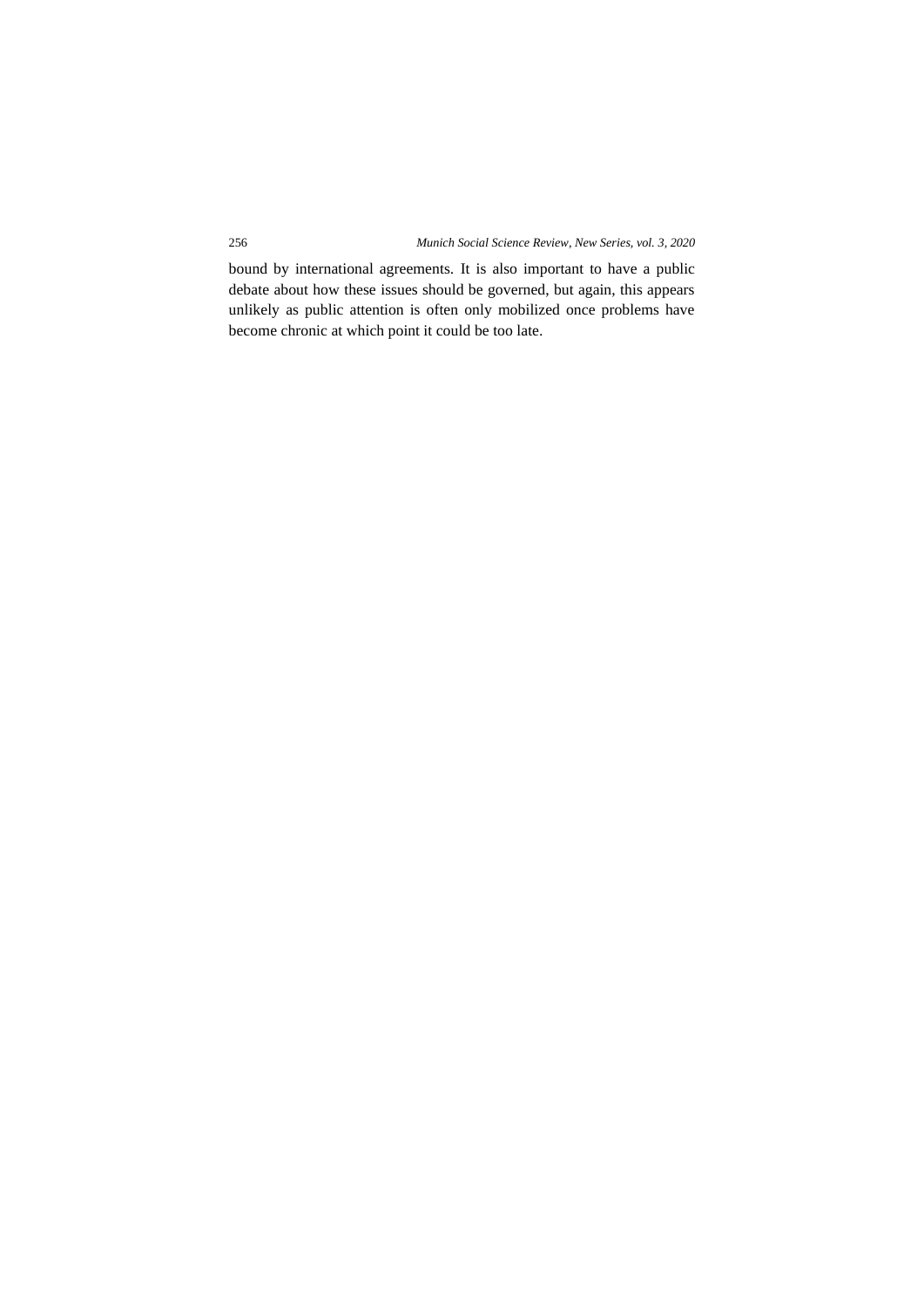bound by international agreements. It is also important to have a public debate about how these issues should be governed, but again, this appears unlikely as public attention is often only mobilized once problems have become chronic at which point it could be too late.